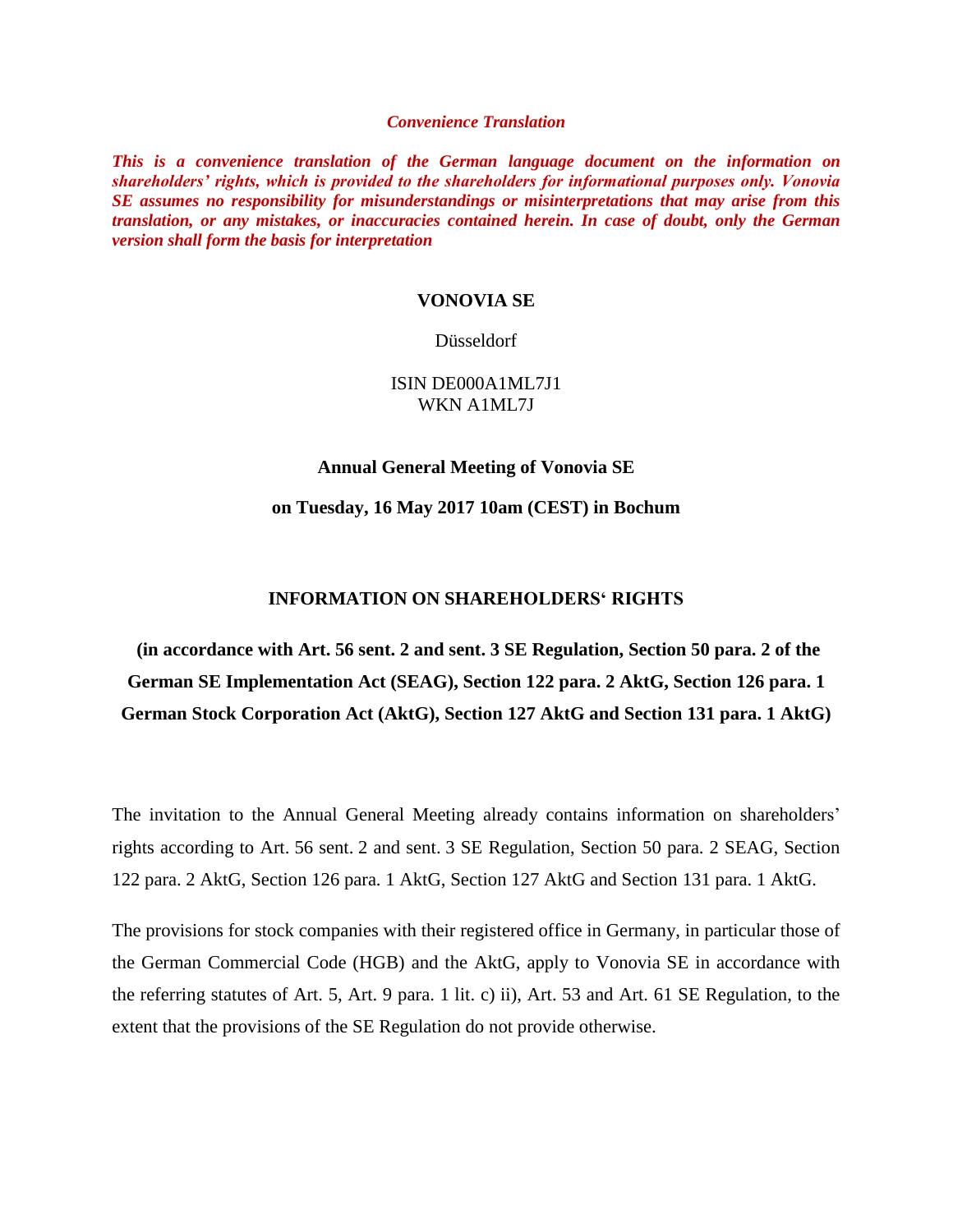*Convenience Translation*

***This is a convenience translation of the German language document on the information on shareholders' rights, which is provided to the shareholders for informational purposes only. Vonovia SE assumes no responsibility for misunderstandings or misinterpretations that may arise from this translation, or any mistakes, or inaccuracies contained herein. In case of doubt, only the German version shall form the basis for interpretation***

**VONOVIA SE**

Düsseldorf

ISIN DE000A1ML7J1
WKN A1ML7J

**Annual General Meeting of Vonovia SE**

**on Tuesday, 16 May 2017 10am (CEST) in Bochum**

# INFORMATION ON SHAREHOLDERS' RIGHTS

**(in accordance with Art. 56 sent. 2 and sent. 3 SE Regulation, Section 50 para. 2 of the German SE Implementation Act (SEAG), Section 122 para. 2 AktG, Section 126 para. 1 German Stock Corporation Act (AktG), Section 127 AktG and Section 131 para. 1 AktG)**

The invitation to the Annual General Meeting already contains information on shareholders' rights according to Art. 56 sent. 2 and sent. 3 SE Regulation, Section 50 para. 2 SEAG, Section 122 para. 2 AktG, Section 126 para. 1 AktG, Section 127 AktG and Section 131 para. 1 AktG.

The provisions for stock companies with their registered office in Germany, in particular those of the German Commercial Code (HGB) and the AktG, apply to Vonovia SE in accordance with the referring statutes of Art. 5, Art. 9 para. 1 lit. c) ii), Art. 53 and Art. 61 SE Regulation, to the extent that the provisions of the SE Regulation do not provide otherwise.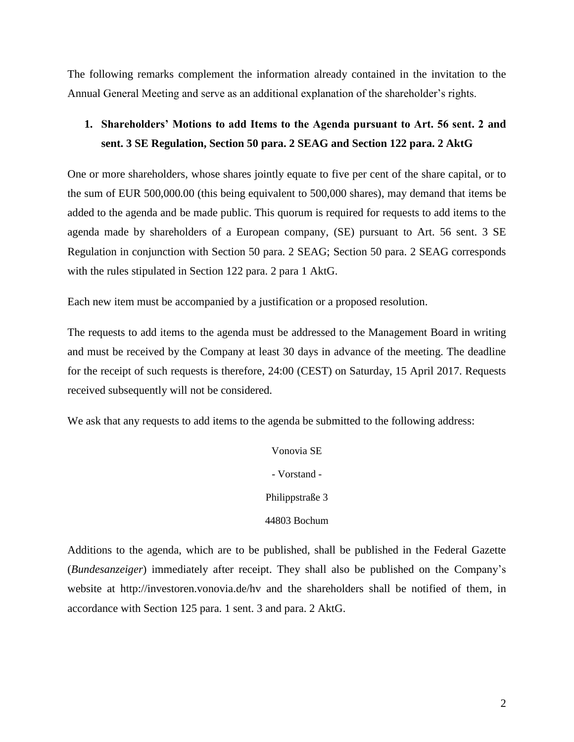The following remarks complement the information already contained in the invitation to the Annual General Meeting and serve as an additional explanation of the shareholder's rights.

## 1. Shareholders' Motions to add Items to the Agenda pursuant to Art. 56 sent. 2 and sent. 3 SE Regulation, Section 50 para. 2 SEAG and Section 122 para. 2 AktG

One or more shareholders, whose shares jointly equate to five per cent of the share capital, or to the sum of EUR 500,000.00 (this being equivalent to 500,000 shares), may demand that items be added to the agenda and be made public. This quorum is required for requests to add items to the agenda made by shareholders of a European company, (SE) pursuant to Art. 56 sent. 3 SE Regulation in conjunction with Section 50 para. 2 SEAG; Section 50 para. 2 SEAG corresponds with the rules stipulated in Section 122 para. 2 para 1 AktG.

Each new item must be accompanied by a justification or a proposed resolution.

The requests to add items to the agenda must be addressed to the Management Board in writing and must be received by the Company at least 30 days in advance of the meeting. The deadline for the receipt of such requests is therefore, 24:00 (CEST) on Saturday, 15 April 2017. Requests received subsequently will not be considered.

We ask that any requests to add items to the agenda be submitted to the following address:

Vonovia SE

\- Vorstand -

Philippstraße 3

44803 Bochum

Additions to the agenda, which are to be published, shall be published in the Federal Gazette (*Bundesanzeiger*) immediately after receipt. They shall also be published on the Company's website at http://investoren.vonovia.de/hv and the shareholders shall be notified of them, in accordance with Section 125 para. 1 sent. 3 and para. 2 AktG.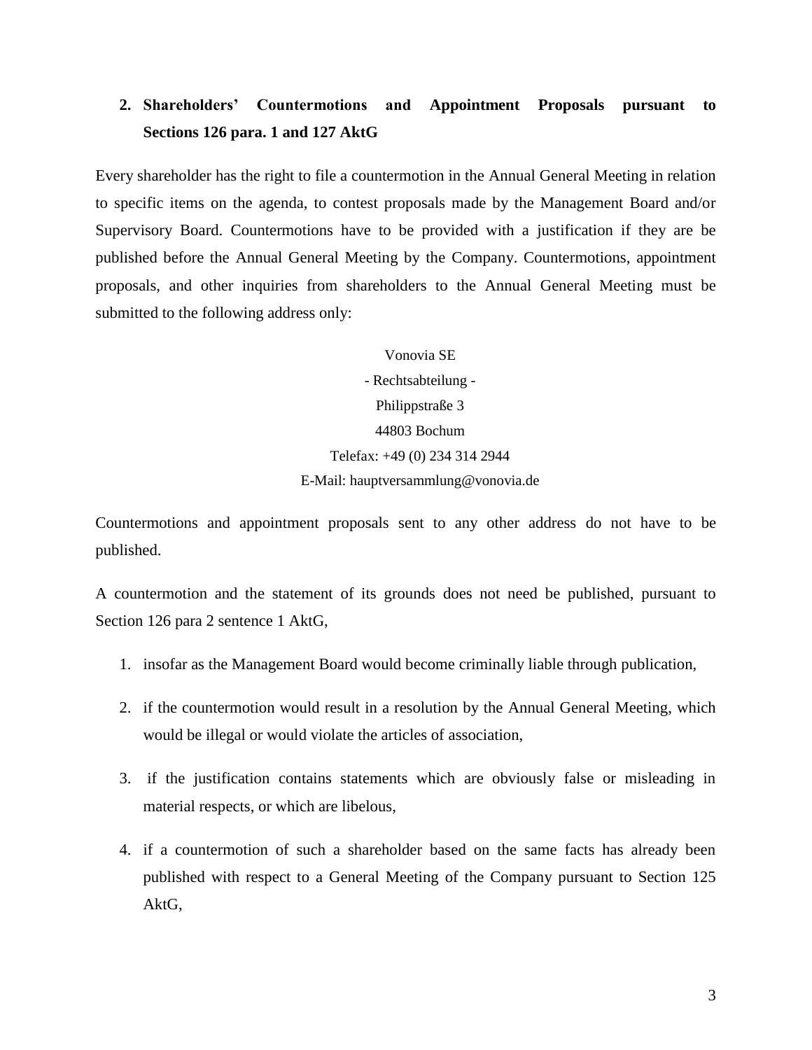## 2. Shareholders' Countermotions and Appointment Proposals pursuant to Sections 126 para. 1 and 127 AktG

Every shareholder has the right to file a countermotion in the Annual General Meeting in relation to specific items on the agenda, to contest proposals made by the Management Board and/or Supervisory Board. Countermotions have to be provided with a justification if they are be published before the Annual General Meeting by the Company. Countermotions, appointment proposals, and other inquiries from shareholders to the Annual General Meeting must be submitted to the following address only:

Vonovia SE
- Rechtsabteilung -
Philippstraße 3
44803 Bochum
Telefax: +49 (0) 234 314 2944
E-Mail: hauptversammlung@vonovia.de

Countermotions and appointment proposals sent to any other address do not have to be published.

A countermotion and the statement of its grounds does not need be published, pursuant to Section 126 para 2 sentence 1 AktG,

1. insofar as the Management Board would become criminally liable through publication,
2. if the countermotion would result in a resolution by the Annual General Meeting, which would be illegal or would violate the articles of association,
3. if the justification contains statements which are obviously false or misleading in material respects, or which are libelous,
4. if a countermotion of such a shareholder based on the same facts has already been published with respect to a General Meeting of the Company pursuant to Section 125 AktG,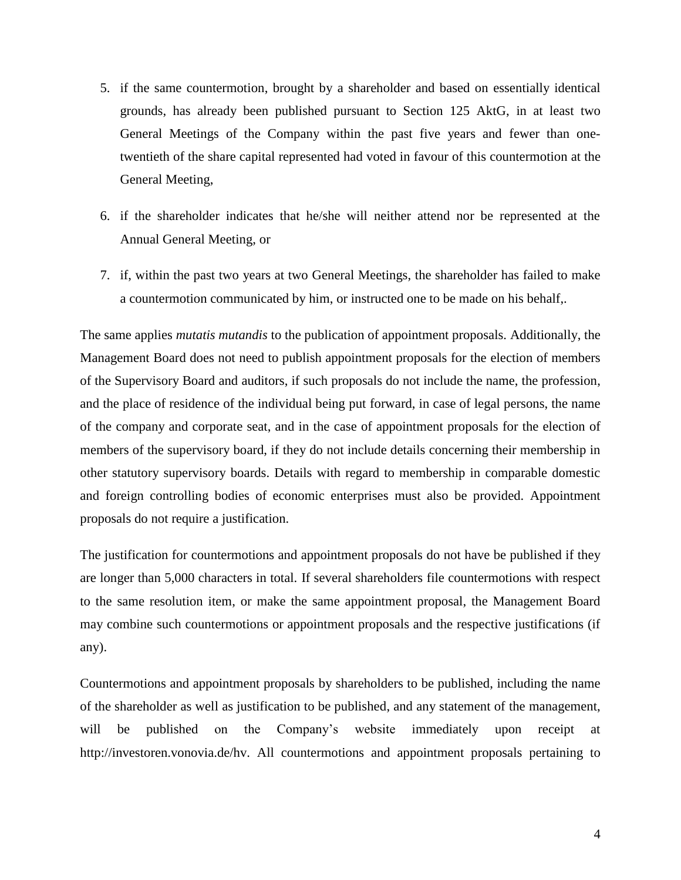5. if the same countermotion, brought by a shareholder and based on essentially identical grounds, has already been published pursuant to Section 125 AktG, in at least two General Meetings of the Company within the past five years and fewer than one-twentieth of the share capital represented had voted in favour of this countermotion at the General Meeting,

6. if the shareholder indicates that he/she will neither attend nor be represented at the Annual General Meeting, or

7. if, within the past two years at two General Meetings, the shareholder has failed to make a countermotion communicated by him, or instructed one to be made on his behalf,.

The same applies *mutatis mutandis* to the publication of appointment proposals. Additionally, the Management Board does not need to publish appointment proposals for the election of members of the Supervisory Board and auditors, if such proposals do not include the name, the profession, and the place of residence of the individual being put forward, in case of legal persons, the name of the company and corporate seat, and in the case of appointment proposals for the election of members of the supervisory board, if they do not include details concerning their membership in other statutory supervisory boards. Details with regard to membership in comparable domestic and foreign controlling bodies of economic enterprises must also be provided. Appointment proposals do not require a justification.

The justification for countermotions and appointment proposals do not have be published if they are longer than 5,000 characters in total. If several shareholders file countermotions with respect to the same resolution item, or make the same appointment proposal, the Management Board may combine such countermotions or appointment proposals and the respective justifications (if any).

Countermotions and appointment proposals by shareholders to be published, including the name of the shareholder as well as justification to be published, and any statement of the management, will be published on the Company's website immediately upon receipt at http://investoren.vonovia.de/hv. All countermotions and appointment proposals pertaining to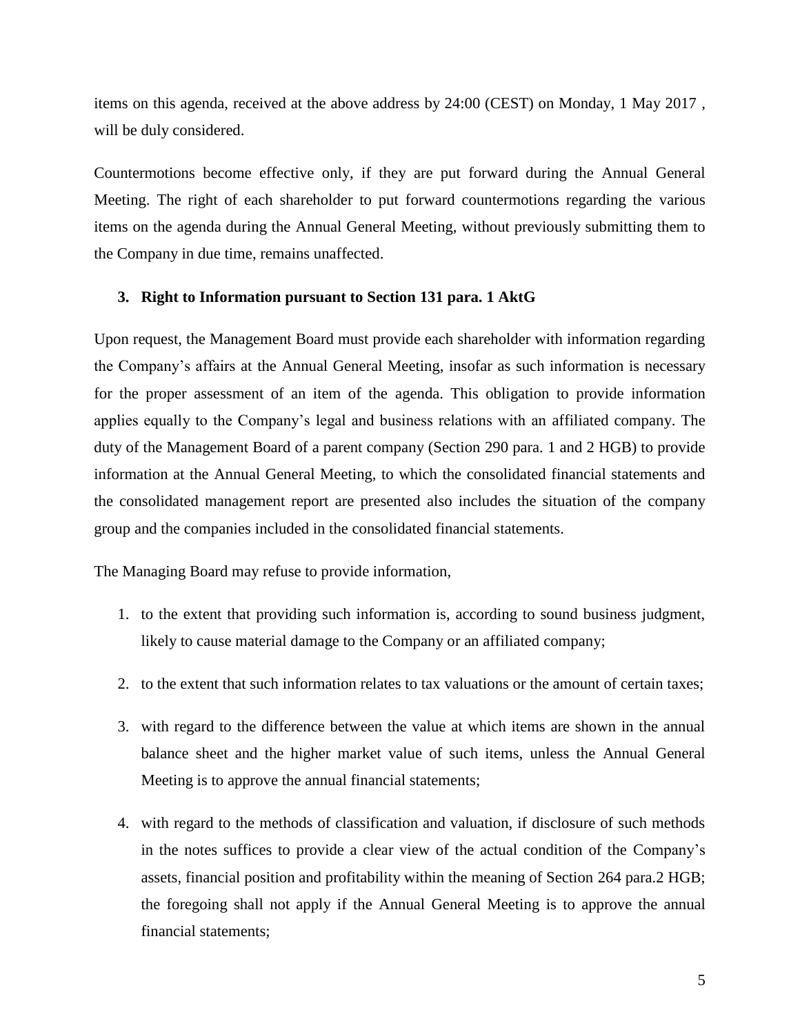items on this agenda, received at the above address by 24:00 (CEST) on Monday, 1 May 2017 , will be duly considered.

Countermotions become effective only, if they are put forward during the Annual General Meeting. The right of each shareholder to put forward countermotions regarding the various items on the agenda during the Annual General Meeting, without previously submitting them to the Company in due time, remains unaffected.

### 3. Right to Information pursuant to Section 131 para. 1 AktG

Upon request, the Management Board must provide each shareholder with information regarding the Company's affairs at the Annual General Meeting, insofar as such information is necessary for the proper assessment of an item of the agenda. This obligation to provide information applies equally to the Company's legal and business relations with an affiliated company. The duty of the Management Board of a parent company (Section 290 para. 1 and 2 HGB) to provide information at the Annual General Meeting, to which the consolidated financial statements and the consolidated management report are presented also includes the situation of the company group and the companies included in the consolidated financial statements.

The Managing Board may refuse to provide information,

1. to the extent that providing such information is, according to sound business judgment, likely to cause material damage to the Company or an affiliated company;
2. to the extent that such information relates to tax valuations or the amount of certain taxes;
3. with regard to the difference between the value at which items are shown in the annual balance sheet and the higher market value of such items, unless the Annual General Meeting is to approve the annual financial statements;
4. with regard to the methods of classification and valuation, if disclosure of such methods in the notes suffices to provide a clear view of the actual condition of the Company's assets, financial position and profitability within the meaning of Section 264 para.2 HGB; the foregoing shall not apply if the Annual General Meeting is to approve the annual financial statements;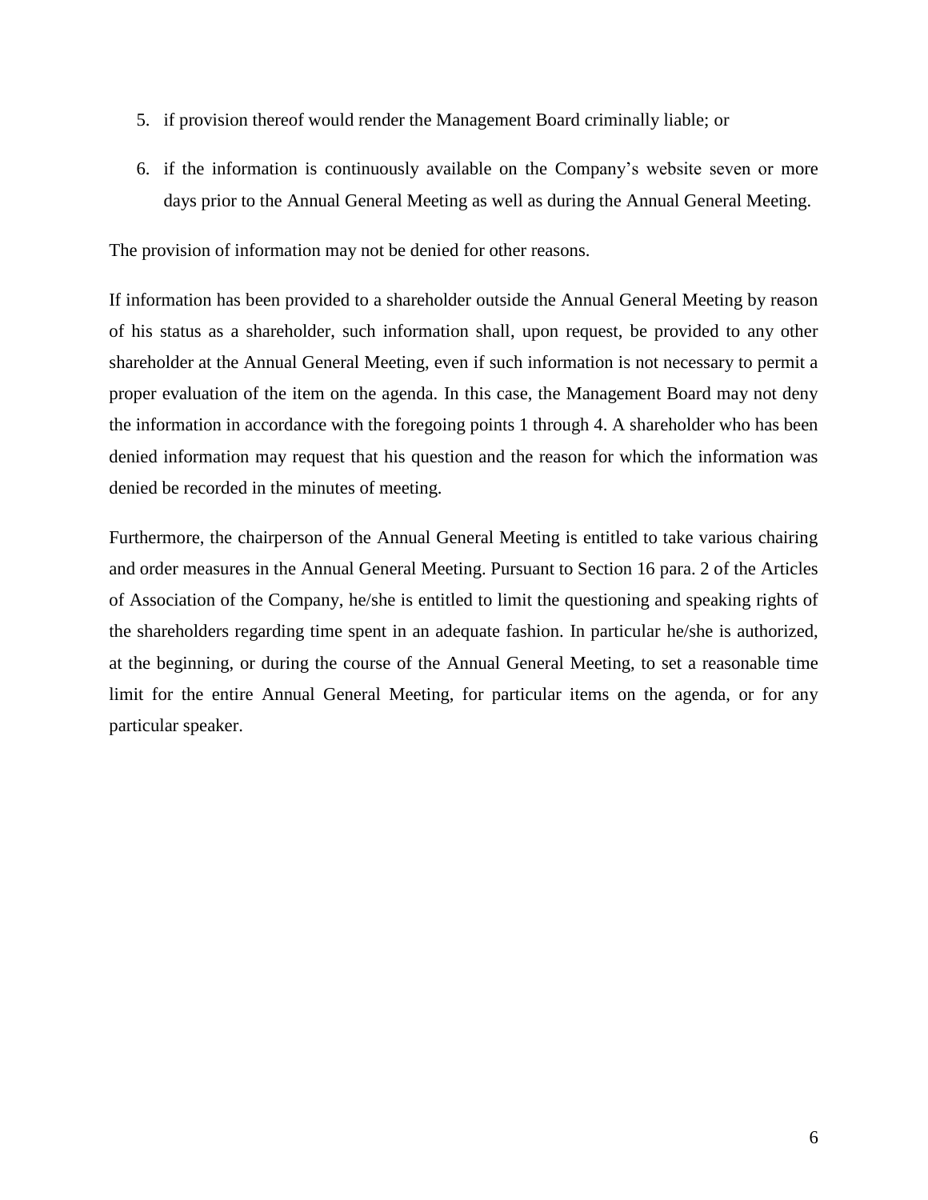5. if provision thereof would render the Management Board criminally liable; or
6. if the information is continuously available on the Company's website seven or more days prior to the Annual General Meeting as well as during the Annual General Meeting.

The provision of information may not be denied for other reasons.

If information has been provided to a shareholder outside the Annual General Meeting by reason of his status as a shareholder, such information shall, upon request, be provided to any other shareholder at the Annual General Meeting, even if such information is not necessary to permit a proper evaluation of the item on the agenda. In this case, the Management Board may not deny the information in accordance with the foregoing points 1 through 4. A shareholder who has been denied information may request that his question and the reason for which the information was denied be recorded in the minutes of meeting.

Furthermore, the chairperson of the Annual General Meeting is entitled to take various chairing and order measures in the Annual General Meeting. Pursuant to Section 16 para. 2 of the Articles of Association of the Company, he/she is entitled to limit the questioning and speaking rights of the shareholders regarding time spent in an adequate fashion. In particular he/she is authorized, at the beginning, or during the course of the Annual General Meeting, to set a reasonable time limit for the entire Annual General Meeting, for particular items on the agenda, or for any particular speaker.